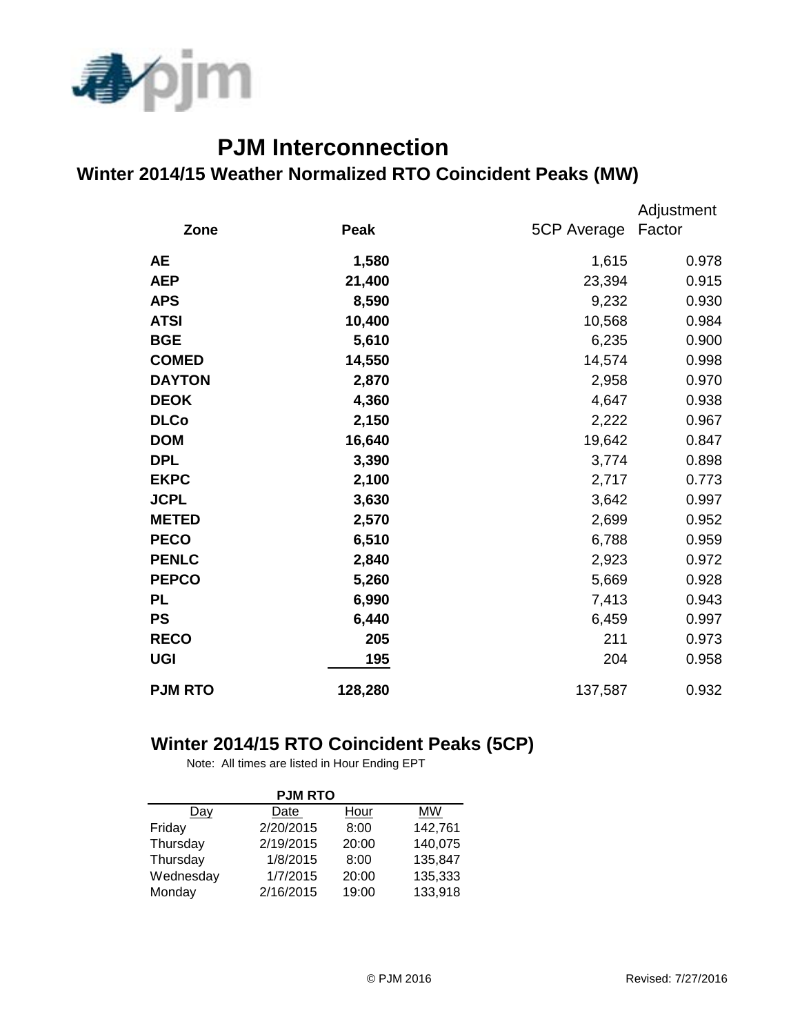# PJM Interconnection

## Winter 2014/15 Weather Normalized RTO Coincident Peaks (MW)

| Zone | Peak | 5CP Average | Adjustment Factor |
|---|---|---|---|
| **AE** | **1,580** | 1,615 | 0.978 |
| **AEP** | **21,400** | 23,394 | 0.915 |
| **APS** | **8,590** | 9,232 | 0.930 |
| **ATSI** | **10,400** | 10,568 | 0.984 |
| **BGE** | **5,610** | 6,235 | 0.900 |
| **COMED** | **14,550** | 14,574 | 0.998 |
| **DAYTON** | **2,870** | 2,958 | 0.970 |
| **DEOK** | **4,360** | 4,647 | 0.938 |
| **DLCo** | **2,150** | 2,222 | 0.967 |
| **DOM** | **16,640** | 19,642 | 0.847 |
| **DPL** | **3,390** | 3,774 | 0.898 |
| **EKPC** | **2,100** | 2,717 | 0.773 |
| **JCPL** | **3,630** | 3,642 | 0.997 |
| **METED** | **2,570** | 2,699 | 0.952 |
| **PECO** | **6,510** | 6,788 | 0.959 |
| **PENLC** | **2,840** | 2,923 | 0.972 |
| **PEPCO** | **5,260** | 5,669 | 0.928 |
| **PL** | **6,990** | 7,413 | 0.943 |
| **PS** | **6,440** | 6,459 | 0.997 |
| **RECO** | **205** | 211 | 0.973 |
| **UGI** | **195** | 204 | 0.958 |
| **PJM RTO** | **128,280** | 137,587 | 0.932 |

## Winter 2014/15 RTO Coincident Peaks (5CP)

Note: All times are listed in Hour Ending EPT

| PJM RTO | | | |
|---|---|---|---|
| Day | Date | Hour | MW |
| Friday | 2/20/2015 | 8:00 | 142,761 |
| Thursday | 2/19/2015 | 20:00 | 140,075 |
| Thursday | 1/8/2015 | 8:00 | 135,847 |
| Wednesday | 1/7/2015 | 20:00 | 135,333 |
| Monday | 2/16/2015 | 19:00 | 133,918 |

© PJM 2016 Revised: 7/27/2016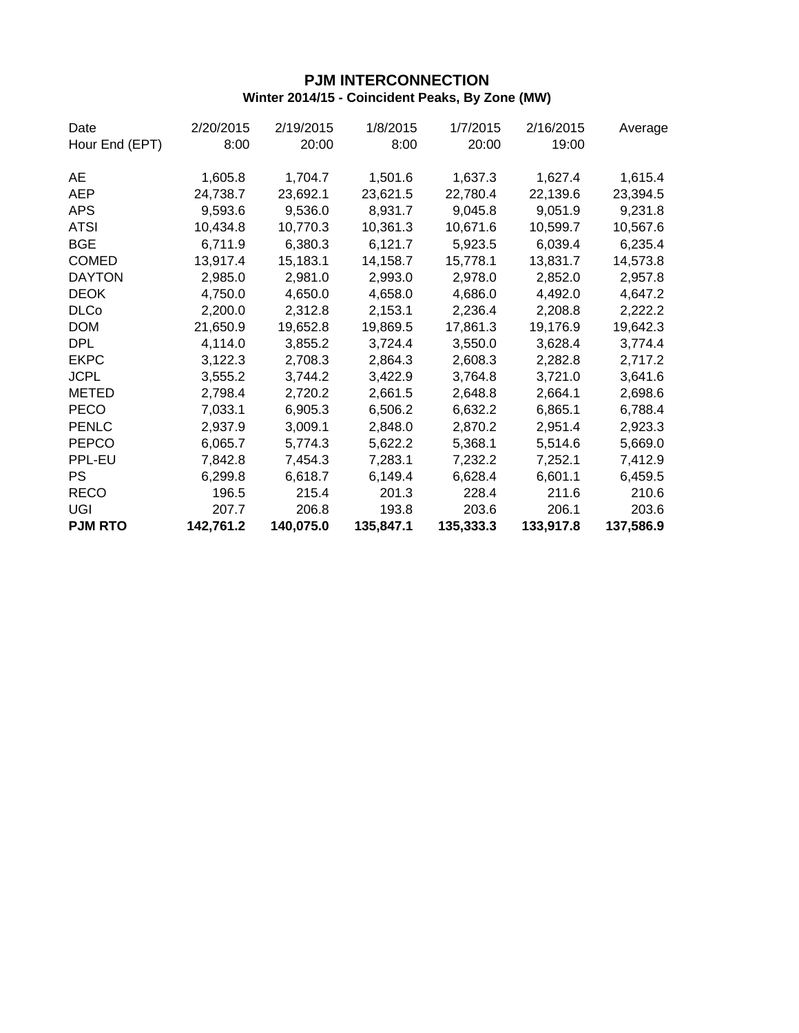# PJM INTERCONNECTION

**Winter 2014/15 - Coincident Peaks, By Zone (MW)**

| Date | 2/20/2015 | 2/19/2015 | 1/8/2015 | 1/7/2015 | 2/16/2015 | Average |
|---|---|---|---|---|---|---|
| Hour End (EPT) | 8:00 | 20:00 | 8:00 | 20:00 | 19:00 | |
| AE | 1,605.8 | 1,704.7 | 1,501.6 | 1,637.3 | 1,627.4 | 1,615.4 |
| AEP | 24,738.7 | 23,692.1 | 23,621.5 | 22,780.4 | 22,139.6 | 23,394.5 |
| APS | 9,593.6 | 9,536.0 | 8,931.7 | 9,045.8 | 9,051.9 | 9,231.8 |
| ATSI | 10,434.8 | 10,770.3 | 10,361.3 | 10,671.6 | 10,599.7 | 10,567.6 |
| BGE | 6,711.9 | 6,380.3 | 6,121.7 | 5,923.5 | 6,039.4 | 6,235.4 |
| COMED | 13,917.4 | 15,183.1 | 14,158.7 | 15,778.1 | 13,831.7 | 14,573.8 |
| DAYTON | 2,985.0 | 2,981.0 | 2,993.0 | 2,978.0 | 2,852.0 | 2,957.8 |
| DEOK | 4,750.0 | 4,650.0 | 4,658.0 | 4,686.0 | 4,492.0 | 4,647.2 |
| DLCo | 2,200.0 | 2,312.8 | 2,153.1 | 2,236.4 | 2,208.8 | 2,222.2 |
| DOM | 21,650.9 | 19,652.8 | 19,869.5 | 17,861.3 | 19,176.9 | 19,642.3 |
| DPL | 4,114.0 | 3,855.2 | 3,724.4 | 3,550.0 | 3,628.4 | 3,774.4 |
| EKPC | 3,122.3 | 2,708.3 | 2,864.3 | 2,608.3 | 2,282.8 | 2,717.2 |
| JCPL | 3,555.2 | 3,744.2 | 3,422.9 | 3,764.8 | 3,721.0 | 3,641.6 |
| METED | 2,798.4 | 2,720.2 | 2,661.5 | 2,648.8 | 2,664.1 | 2,698.6 |
| PECO | 7,033.1 | 6,905.3 | 6,506.2 | 6,632.2 | 6,865.1 | 6,788.4 |
| PENLC | 2,937.9 | 3,009.1 | 2,848.0 | 2,870.2 | 2,951.4 | 2,923.3 |
| PEPCO | 6,065.7 | 5,774.3 | 5,622.2 | 5,368.1 | 5,514.6 | 5,669.0 |
| PPL-EU | 7,842.8 | 7,454.3 | 7,283.1 | 7,232.2 | 7,252.1 | 7,412.9 |
| PS | 6,299.8 | 6,618.7 | 6,149.4 | 6,628.4 | 6,601.1 | 6,459.5 |
| RECO | 196.5 | 215.4 | 201.3 | 228.4 | 211.6 | 210.6 |
| UGI | 207.7 | 206.8 | 193.8 | 203.6 | 206.1 | 203.6 |
| **PJM RTO** | **142,761.2** | **140,075.0** | **135,847.1** | **135,333.3** | **133,917.8** | **137,586.9** |